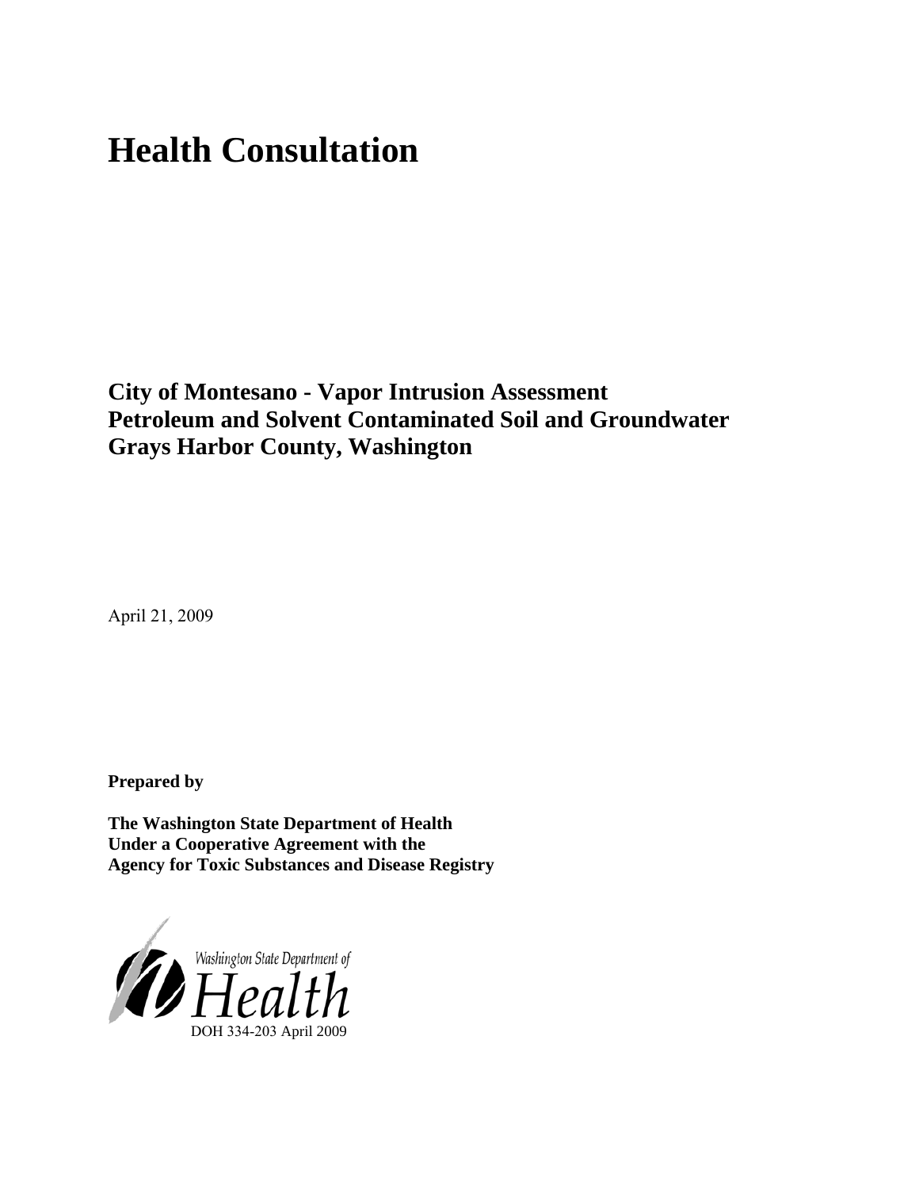# Health Consultation

## City of Montesano - Vapor Intrusion Assessment
## Petroleum and Solvent Contaminated Soil and Groundwater
## Grays Harbor County, Washington

April 21, 2009

**Prepared by**

**The Washington State Department of Health**
**Under a Cooperative Agreement with the**
**Agency for Toxic Substances and Disease Registry**

Washington State Department of Health

DOH 334-203 April 2009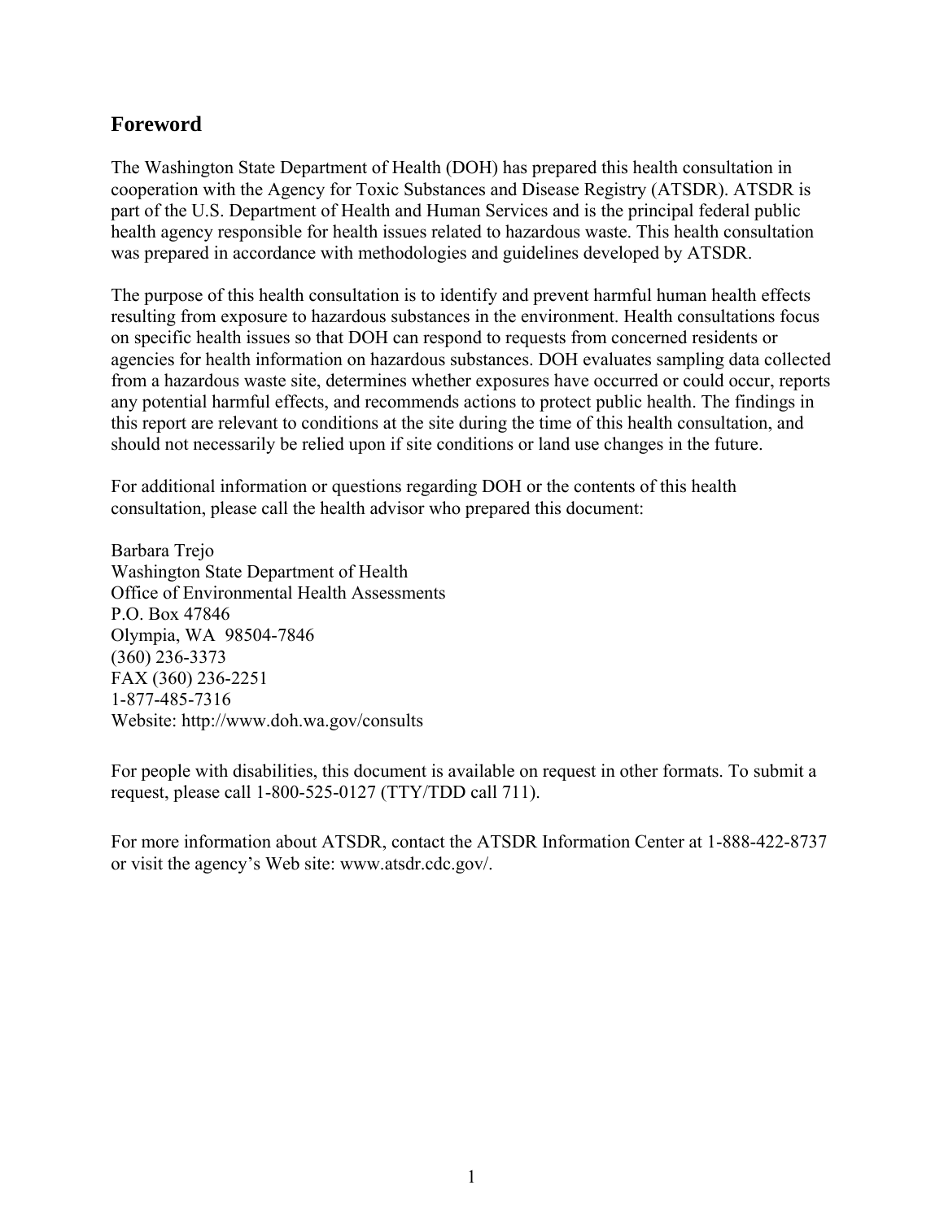## Foreword

The Washington State Department of Health (DOH) has prepared this health consultation in cooperation with the Agency for Toxic Substances and Disease Registry (ATSDR). ATSDR is part of the U.S. Department of Health and Human Services and is the principal federal public health agency responsible for health issues related to hazardous waste. This health consultation was prepared in accordance with methodologies and guidelines developed by ATSDR.

The purpose of this health consultation is to identify and prevent harmful human health effects resulting from exposure to hazardous substances in the environment. Health consultations focus on specific health issues so that DOH can respond to requests from concerned residents or agencies for health information on hazardous substances. DOH evaluates sampling data collected from a hazardous waste site, determines whether exposures have occurred or could occur, reports any potential harmful effects, and recommends actions to protect public health. The findings in this report are relevant to conditions at the site during the time of this health consultation, and should not necessarily be relied upon if site conditions or land use changes in the future.

For additional information or questions regarding DOH or the contents of this health consultation, please call the health advisor who prepared this document:

Barbara Trejo  
Washington State Department of Health  
Office of Environmental Health Assessments  
P.O. Box 47846  
Olympia, WA 98504-7846  
(360) 236-3373  
FAX (360) 236-2251  
1-877-485-7316  
Website: http://www.doh.wa.gov/consults

For people with disabilities, this document is available on request in other formats. To submit a request, please call 1-800-525-0127 (TTY/TDD call 711).

For more information about ATSDR, contact the ATSDR Information Center at 1-888-422-8737 or visit the agency's Web site: www.atsdr.cdc.gov/.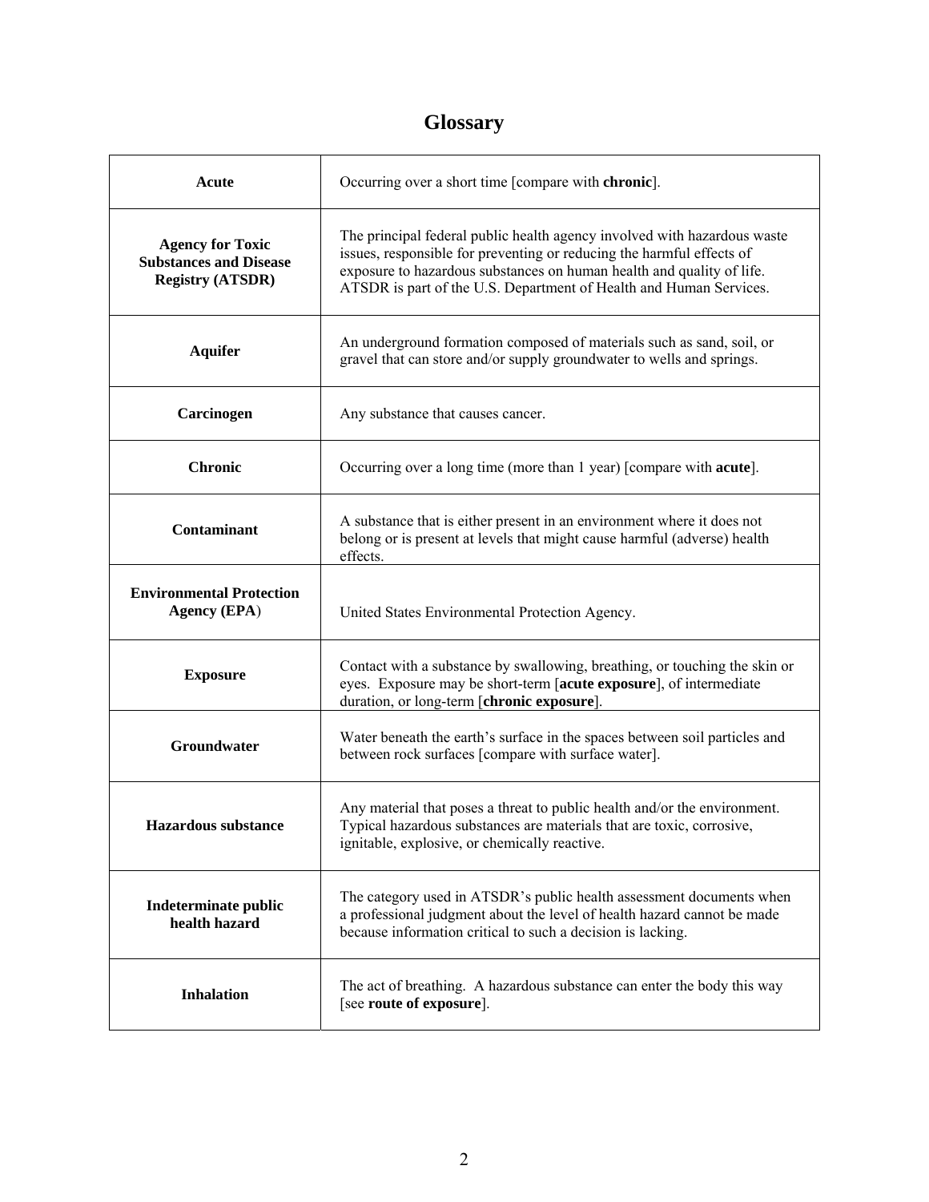# Glossary

| | |
|---|---|
| **Acute** | Occurring over a short time [compare with **chronic**]. |
| **Agency for Toxic Substances and Disease Registry (ATSDR)** | The principal federal public health agency involved with hazardous waste issues, responsible for preventing or reducing the harmful effects of exposure to hazardous substances on human health and quality of life. ATSDR is part of the U.S. Department of Health and Human Services. |
| **Aquifer** | An underground formation composed of materials such as sand, soil, or gravel that can store and/or supply groundwater to wells and springs. |
| **Carcinogen** | Any substance that causes cancer. |
| **Chronic** | Occurring over a long time (more than 1 year) [compare with **acute**]. |
| **Contaminant** | A substance that is either present in an environment where it does not belong or is present at levels that might cause harmful (adverse) health effects. |
| **Environmental Protection Agency (EPA**) | United States Environmental Protection Agency. |
| **Exposure** | Contact with a substance by swallowing, breathing, or touching the skin or eyes. Exposure may be short-term [**acute exposure**], of intermediate duration, or long-term [**chronic exposure**]. |
| **Groundwater** | Water beneath the earth's surface in the spaces between soil particles and between rock surfaces [compare with surface water]. |
| **Hazardous substance** | Any material that poses a threat to public health and/or the environment. Typical hazardous substances are materials that are toxic, corrosive, ignitable, explosive, or chemically reactive. |
| **Indeterminate public health hazard** | The category used in ATSDR's public health assessment documents when a professional judgment about the level of health hazard cannot be made because information critical to such a decision is lacking. |
| **Inhalation** | The act of breathing. A hazardous substance can enter the body this way [see **route of exposure**]. |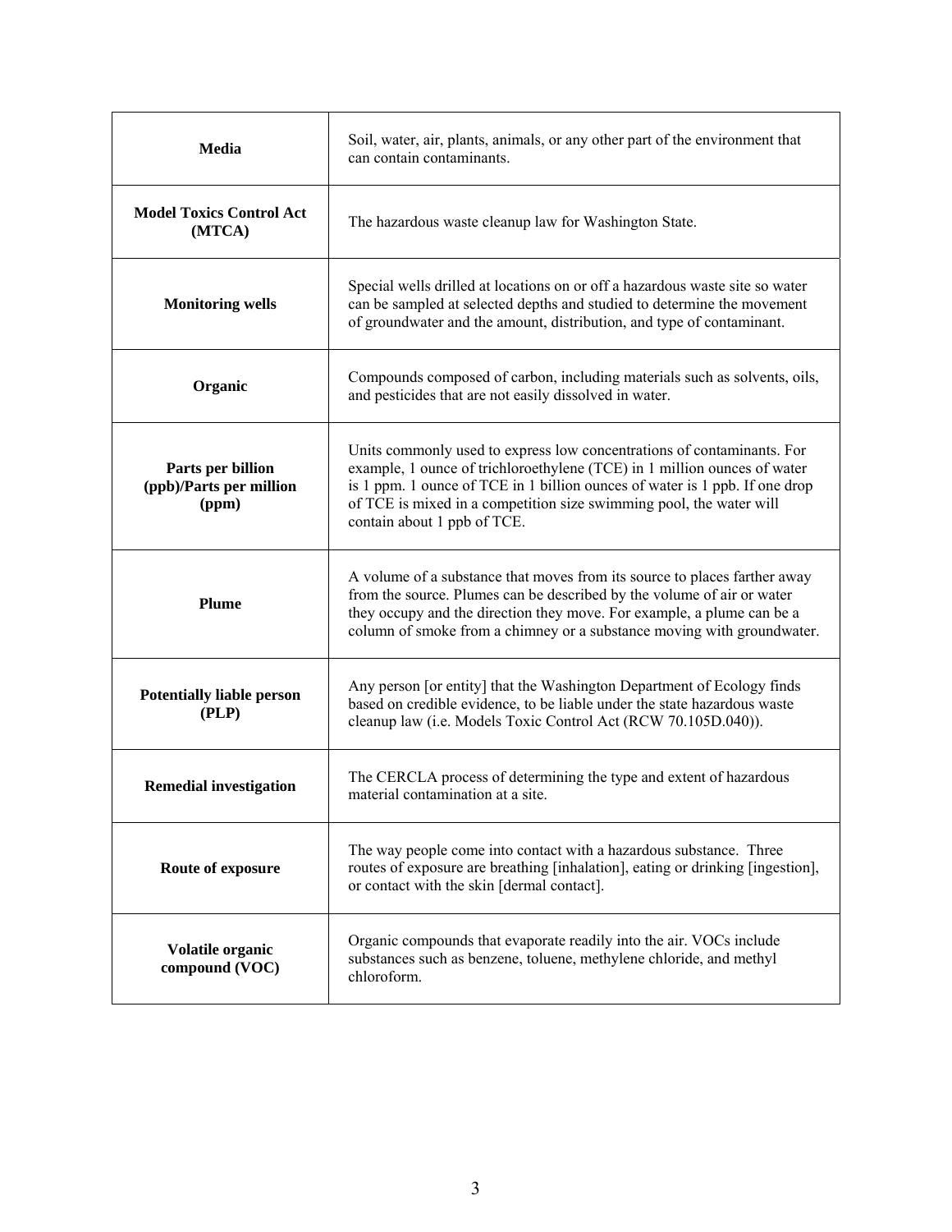| | |
|---|---|
| **Media** | Soil, water, air, plants, animals, or any other part of the environment that can contain contaminants. |
| **Model Toxics Control Act (MTCA)** | The hazardous waste cleanup law for Washington State. |
| **Monitoring wells** | Special wells drilled at locations on or off a hazardous waste site so water can be sampled at selected depths and studied to determine the movement of groundwater and the amount, distribution, and type of contaminant. |
| **Organic** | Compounds composed of carbon, including materials such as solvents, oils, and pesticides that are not easily dissolved in water. |
| **Parts per billion (ppb)/Parts per million (ppm)** | Units commonly used to express low concentrations of contaminants. For example, 1 ounce of trichloroethylene (TCE) in 1 million ounces of water is 1 ppm. 1 ounce of TCE in 1 billion ounces of water is 1 ppb. If one drop of TCE is mixed in a competition size swimming pool, the water will contain about 1 ppb of TCE. |
| **Plume** | A volume of a substance that moves from its source to places farther away from the source. Plumes can be described by the volume of air or water they occupy and the direction they move. For example, a plume can be a column of smoke from a chimney or a substance moving with groundwater. |
| **Potentially liable person (PLP)** | Any person [or entity] that the Washington Department of Ecology finds based on credible evidence, to be liable under the state hazardous waste cleanup law (i.e. Models Toxic Control Act (RCW 70.105D.040)). |
| **Remedial investigation** | The CERCLA process of determining the type and extent of hazardous material contamination at a site. |
| **Route of exposure** | The way people come into contact with a hazardous substance. Three routes of exposure are breathing [inhalation], eating or drinking [ingestion], or contact with the skin [dermal contact]. |
| **Volatile organic compound (VOC)** | Organic compounds that evaporate readily into the air. VOCs include substances such as benzene, toluene, methylene chloride, and methyl chloroform. |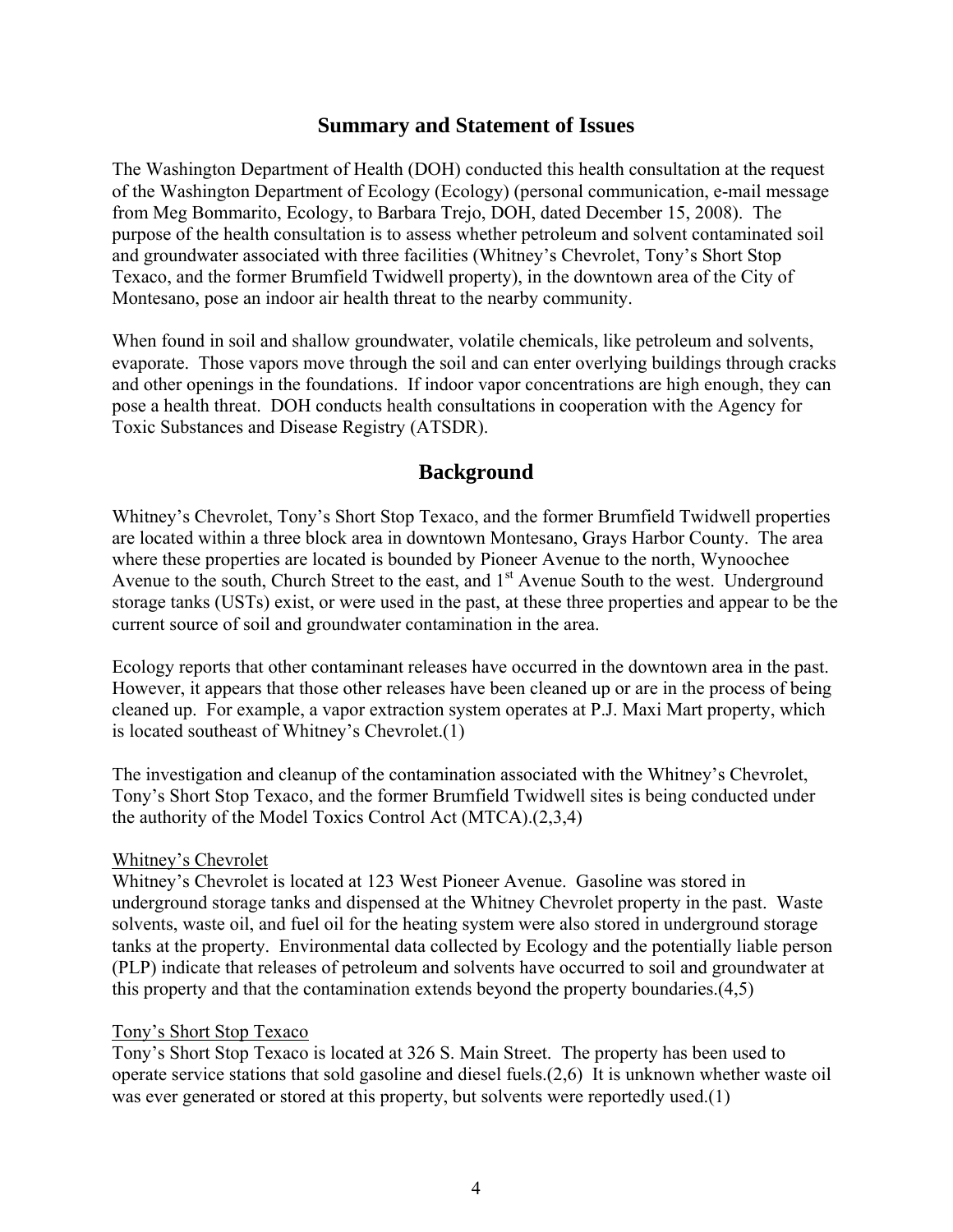## Summary and Statement of Issues

The Washington Department of Health (DOH) conducted this health consultation at the request of the Washington Department of Ecology (Ecology) (personal communication, e-mail message from Meg Bommarito, Ecology, to Barbara Trejo, DOH, dated December 15, 2008). The purpose of the health consultation is to assess whether petroleum and solvent contaminated soil and groundwater associated with three facilities (Whitney's Chevrolet, Tony's Short Stop Texaco, and the former Brumfield Twidwell property), in the downtown area of the City of Montesano, pose an indoor air health threat to the nearby community.

When found in soil and shallow groundwater, volatile chemicals, like petroleum and solvents, evaporate. Those vapors move through the soil and can enter overlying buildings through cracks and other openings in the foundations. If indoor vapor concentrations are high enough, they can pose a health threat. DOH conducts health consultations in cooperation with the Agency for Toxic Substances and Disease Registry (ATSDR).

## Background

Whitney's Chevrolet, Tony's Short Stop Texaco, and the former Brumfield Twidwell properties are located within a three block area in downtown Montesano, Grays Harbor County. The area where these properties are located is bounded by Pioneer Avenue to the north, Wynoochee Avenue to the south, Church Street to the east, and 1st Avenue South to the west. Underground storage tanks (USTs) exist, or were used in the past, at these three properties and appear to be the current source of soil and groundwater contamination in the area.

Ecology reports that other contaminant releases have occurred in the downtown area in the past. However, it appears that those other releases have been cleaned up or are in the process of being cleaned up. For example, a vapor extraction system operates at P.J. Maxi Mart property, which is located southeast of Whitney's Chevrolet.(1)

The investigation and cleanup of the contamination associated with the Whitney's Chevrolet, Tony's Short Stop Texaco, and the former Brumfield Twidwell sites is being conducted under the authority of the Model Toxics Control Act (MTCA).(2,3,4)

<u>Whitney's Chevrolet</u>

Whitney's Chevrolet is located at 123 West Pioneer Avenue. Gasoline was stored in underground storage tanks and dispensed at the Whitney Chevrolet property in the past. Waste solvents, waste oil, and fuel oil for the heating system were also stored in underground storage tanks at the property. Environmental data collected by Ecology and the potentially liable person (PLP) indicate that releases of petroleum and solvents have occurred to soil and groundwater at this property and that the contamination extends beyond the property boundaries.(4,5)

<u>Tony's Short Stop Texaco</u>

Tony's Short Stop Texaco is located at 326 S. Main Street. The property has been used to operate service stations that sold gasoline and diesel fuels.(2,6) It is unknown whether waste oil was ever generated or stored at this property, but solvents were reportedly used.(1)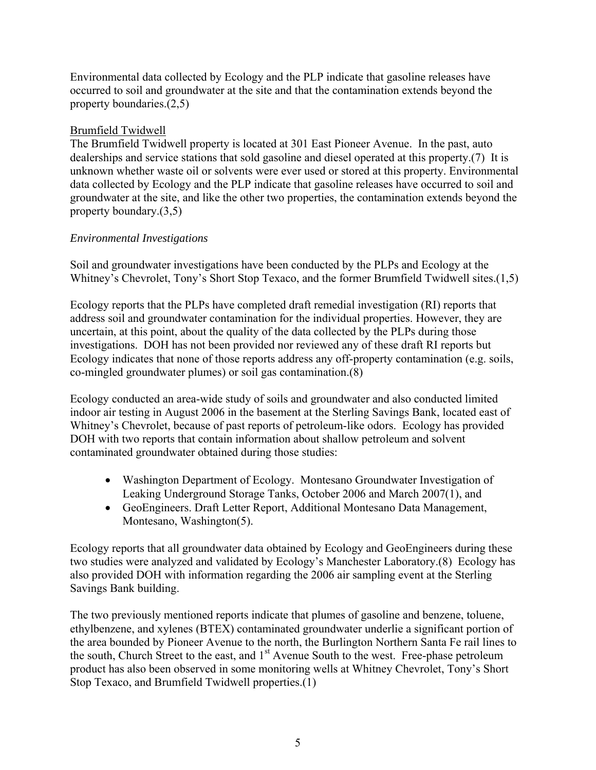Environmental data collected by Ecology and the PLP indicate that gasoline releases have occurred to soil and groundwater at the site and that the contamination extends beyond the property boundaries.(2,5)

Brumfield Twidwell

The Brumfield Twidwell property is located at 301 East Pioneer Avenue. In the past, auto dealerships and service stations that sold gasoline and diesel operated at this property.(7) It is unknown whether waste oil or solvents were ever used or stored at this property. Environmental data collected by Ecology and the PLP indicate that gasoline releases have occurred to soil and groundwater at the site, and like the other two properties, the contamination extends beyond the property boundary.(3,5)

*Environmental Investigations*

Soil and groundwater investigations have been conducted by the PLPs and Ecology at the Whitney's Chevrolet, Tony's Short Stop Texaco, and the former Brumfield Twidwell sites.(1,5)

Ecology reports that the PLPs have completed draft remedial investigation (RI) reports that address soil and groundwater contamination for the individual properties. However, they are uncertain, at this point, about the quality of the data collected by the PLPs during those investigations. DOH has not been provided nor reviewed any of these draft RI reports but Ecology indicates that none of those reports address any off-property contamination (e.g. soils, co-mingled groundwater plumes) or soil gas contamination.(8)

Ecology conducted an area-wide study of soils and groundwater and also conducted limited indoor air testing in August 2006 in the basement at the Sterling Savings Bank, located east of Whitney's Chevrolet, because of past reports of petroleum-like odors. Ecology has provided DOH with two reports that contain information about shallow petroleum and solvent contaminated groundwater obtained during those studies:

- Washington Department of Ecology. Montesano Groundwater Investigation of Leaking Underground Storage Tanks, October 2006 and March 2007(1), and
- GeoEngineers. Draft Letter Report, Additional Montesano Data Management, Montesano, Washington(5).

Ecology reports that all groundwater data obtained by Ecology and GeoEngineers during these two studies were analyzed and validated by Ecology's Manchester Laboratory.(8) Ecology has also provided DOH with information regarding the 2006 air sampling event at the Sterling Savings Bank building.

The two previously mentioned reports indicate that plumes of gasoline and benzene, toluene, ethylbenzene, and xylenes (BTEX) contaminated groundwater underlie a significant portion of the area bounded by Pioneer Avenue to the north, the Burlington Northern Santa Fe rail lines to the south, Church Street to the east, and 1st Avenue South to the west. Free-phase petroleum product has also been observed in some monitoring wells at Whitney Chevrolet, Tony's Short Stop Texaco, and Brumfield Twidwell properties.(1)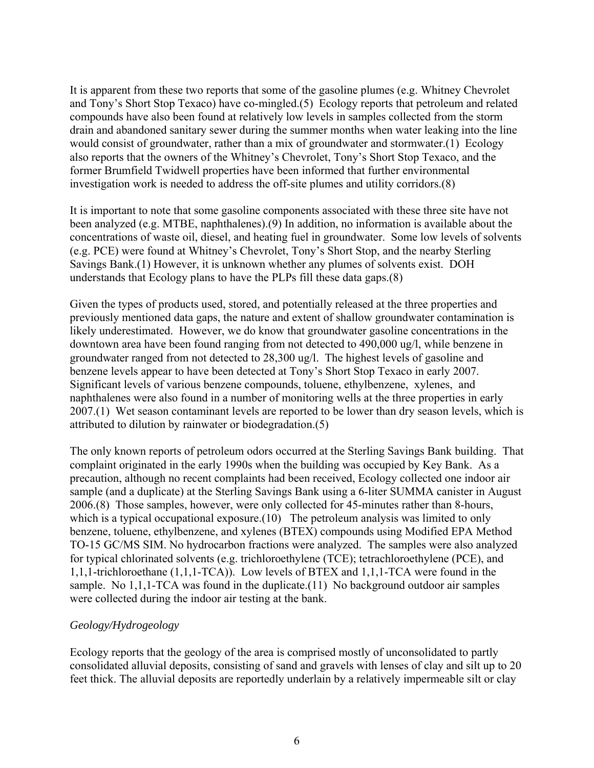It is apparent from these two reports that some of the gasoline plumes (e.g. Whitney Chevrolet and Tony's Short Stop Texaco) have co-mingled.(5) Ecology reports that petroleum and related compounds have also been found at relatively low levels in samples collected from the storm drain and abandoned sanitary sewer during the summer months when water leaking into the line would consist of groundwater, rather than a mix of groundwater and stormwater.(1) Ecology also reports that the owners of the Whitney's Chevrolet, Tony's Short Stop Texaco, and the former Brumfield Twidwell properties have been informed that further environmental investigation work is needed to address the off-site plumes and utility corridors.(8)

It is important to note that some gasoline components associated with these three site have not been analyzed (e.g. MTBE, naphthalenes).(9) In addition, no information is available about the concentrations of waste oil, diesel, and heating fuel in groundwater. Some low levels of solvents (e.g. PCE) were found at Whitney's Chevrolet, Tony's Short Stop, and the nearby Sterling Savings Bank.(1) However, it is unknown whether any plumes of solvents exist. DOH understands that Ecology plans to have the PLPs fill these data gaps.(8)

Given the types of products used, stored, and potentially released at the three properties and previously mentioned data gaps, the nature and extent of shallow groundwater contamination is likely underestimated. However, we do know that groundwater gasoline concentrations in the downtown area have been found ranging from not detected to 490,000 ug/l, while benzene in groundwater ranged from not detected to 28,300 ug/l. The highest levels of gasoline and benzene levels appear to have been detected at Tony's Short Stop Texaco in early 2007. Significant levels of various benzene compounds, toluene, ethylbenzene, xylenes, and naphthalenes were also found in a number of monitoring wells at the three properties in early 2007.(1) Wet season contaminant levels are reported to be lower than dry season levels, which is attributed to dilution by rainwater or biodegradation.(5)

The only known reports of petroleum odors occurred at the Sterling Savings Bank building. That complaint originated in the early 1990s when the building was occupied by Key Bank. As a precaution, although no recent complaints had been received, Ecology collected one indoor air sample (and a duplicate) at the Sterling Savings Bank using a 6-liter SUMMA canister in August 2006.(8) Those samples, however, were only collected for 45-minutes rather than 8-hours, which is a typical occupational exposure.(10) The petroleum analysis was limited to only benzene, toluene, ethylbenzene, and xylenes (BTEX) compounds using Modified EPA Method TO-15 GC/MS SIM. No hydrocarbon fractions were analyzed. The samples were also analyzed for typical chlorinated solvents (e.g. trichloroethylene (TCE); tetrachloroethylene (PCE), and 1,1,1-trichloroethane (1,1,1-TCA)). Low levels of BTEX and 1,1,1-TCA were found in the sample. No 1,1,1-TCA was found in the duplicate.(11) No background outdoor air samples were collected during the indoor air testing at the bank.

*Geology/Hydrogeology*

Ecology reports that the geology of the area is comprised mostly of unconsolidated to partly consolidated alluvial deposits, consisting of sand and gravels with lenses of clay and silt up to 20 feet thick. The alluvial deposits are reportedly underlain by a relatively impermeable silt or clay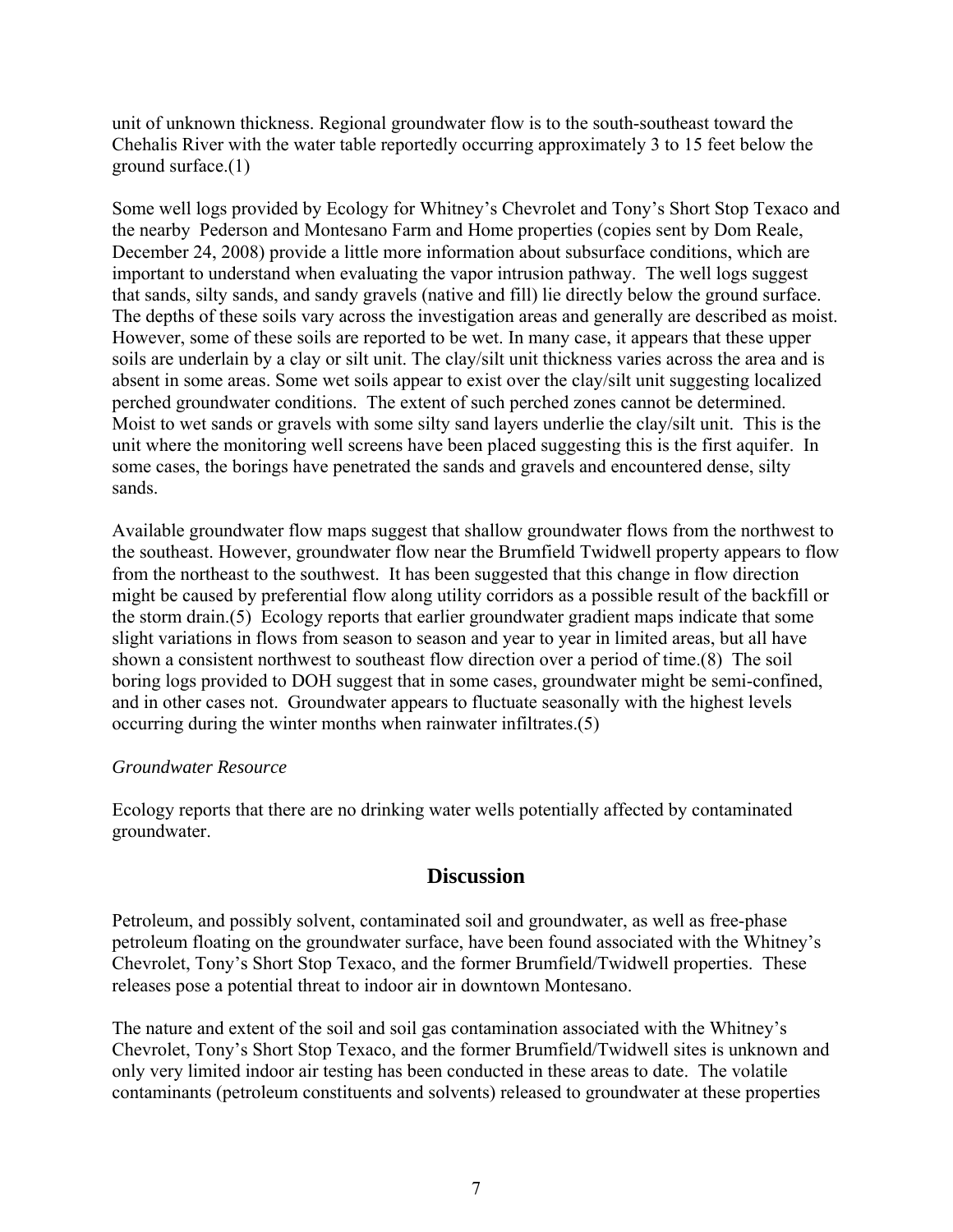unit of unknown thickness. Regional groundwater flow is to the south-southeast toward the Chehalis River with the water table reportedly occurring approximately 3 to 15 feet below the ground surface.(1)

Some well logs provided by Ecology for Whitney's Chevrolet and Tony's Short Stop Texaco and the nearby Pederson and Montesano Farm and Home properties (copies sent by Dom Reale, December 24, 2008) provide a little more information about subsurface conditions, which are important to understand when evaluating the vapor intrusion pathway. The well logs suggest that sands, silty sands, and sandy gravels (native and fill) lie directly below the ground surface. The depths of these soils vary across the investigation areas and generally are described as moist. However, some of these soils are reported to be wet. In many case, it appears that these upper soils are underlain by a clay or silt unit. The clay/silt unit thickness varies across the area and is absent in some areas. Some wet soils appear to exist over the clay/silt unit suggesting localized perched groundwater conditions. The extent of such perched zones cannot be determined. Moist to wet sands or gravels with some silty sand layers underlie the clay/silt unit. This is the unit where the monitoring well screens have been placed suggesting this is the first aquifer. In some cases, the borings have penetrated the sands and gravels and encountered dense, silty sands.

Available groundwater flow maps suggest that shallow groundwater flows from the northwest to the southeast. However, groundwater flow near the Brumfield Twidwell property appears to flow from the northeast to the southwest. It has been suggested that this change in flow direction might be caused by preferential flow along utility corridors as a possible result of the backfill or the storm drain.(5) Ecology reports that earlier groundwater gradient maps indicate that some slight variations in flows from season to season and year to year in limited areas, but all have shown a consistent northwest to southeast flow direction over a period of time.(8) The soil boring logs provided to DOH suggest that in some cases, groundwater might be semi-confined, and in other cases not. Groundwater appears to fluctuate seasonally with the highest levels occurring during the winter months when rainwater infiltrates.(5)

*Groundwater Resource*

Ecology reports that there are no drinking water wells potentially affected by contaminated groundwater.

## Discussion

Petroleum, and possibly solvent, contaminated soil and groundwater, as well as free-phase petroleum floating on the groundwater surface, have been found associated with the Whitney's Chevrolet, Tony's Short Stop Texaco, and the former Brumfield/Twidwell properties. These releases pose a potential threat to indoor air in downtown Montesano.

The nature and extent of the soil and soil gas contamination associated with the Whitney's Chevrolet, Tony's Short Stop Texaco, and the former Brumfield/Twidwell sites is unknown and only very limited indoor air testing has been conducted in these areas to date. The volatile contaminants (petroleum constituents and solvents) released to groundwater at these properties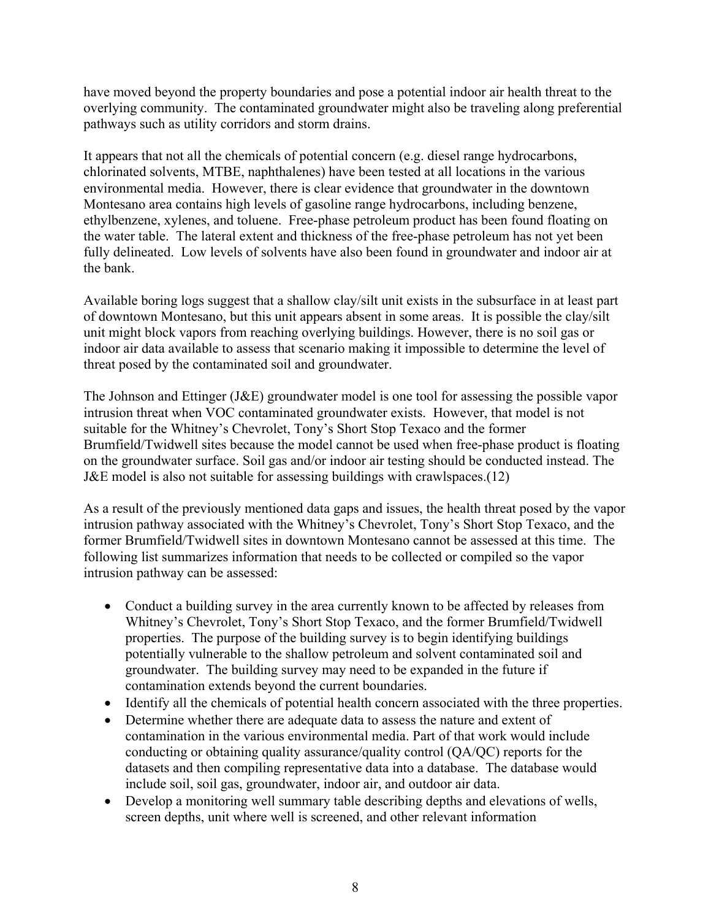have moved beyond the property boundaries and pose a potential indoor air health threat to the overlying community. The contaminated groundwater might also be traveling along preferential pathways such as utility corridors and storm drains.

It appears that not all the chemicals of potential concern (e.g. diesel range hydrocarbons, chlorinated solvents, MTBE, naphthalenes) have been tested at all locations in the various environmental media. However, there is clear evidence that groundwater in the downtown Montesano area contains high levels of gasoline range hydrocarbons, including benzene, ethylbenzene, xylenes, and toluene. Free-phase petroleum product has been found floating on the water table. The lateral extent and thickness of the free-phase petroleum has not yet been fully delineated. Low levels of solvents have also been found in groundwater and indoor air at the bank.

Available boring logs suggest that a shallow clay/silt unit exists in the subsurface in at least part of downtown Montesano, but this unit appears absent in some areas. It is possible the clay/silt unit might block vapors from reaching overlying buildings. However, there is no soil gas or indoor air data available to assess that scenario making it impossible to determine the level of threat posed by the contaminated soil and groundwater.

The Johnson and Ettinger (J&E) groundwater model is one tool for assessing the possible vapor intrusion threat when VOC contaminated groundwater exists. However, that model is not suitable for the Whitney's Chevrolet, Tony's Short Stop Texaco and the former Brumfield/Twidwell sites because the model cannot be used when free-phase product is floating on the groundwater surface. Soil gas and/or indoor air testing should be conducted instead. The J&E model is also not suitable for assessing buildings with crawlspaces.(12)

As a result of the previously mentioned data gaps and issues, the health threat posed by the vapor intrusion pathway associated with the Whitney's Chevrolet, Tony's Short Stop Texaco, and the former Brumfield/Twidwell sites in downtown Montesano cannot be assessed at this time. The following list summarizes information that needs to be collected or compiled so the vapor intrusion pathway can be assessed:

- Conduct a building survey in the area currently known to be affected by releases from Whitney's Chevrolet, Tony's Short Stop Texaco, and the former Brumfield/Twidwell properties. The purpose of the building survey is to begin identifying buildings potentially vulnerable to the shallow petroleum and solvent contaminated soil and groundwater. The building survey may need to be expanded in the future if contamination extends beyond the current boundaries.
- Identify all the chemicals of potential health concern associated with the three properties.
- Determine whether there are adequate data to assess the nature and extent of contamination in the various environmental media. Part of that work would include conducting or obtaining quality assurance/quality control (QA/QC) reports for the datasets and then compiling representative data into a database. The database would include soil, soil gas, groundwater, indoor air, and outdoor air data.
- Develop a monitoring well summary table describing depths and elevations of wells, screen depths, unit where well is screened, and other relevant information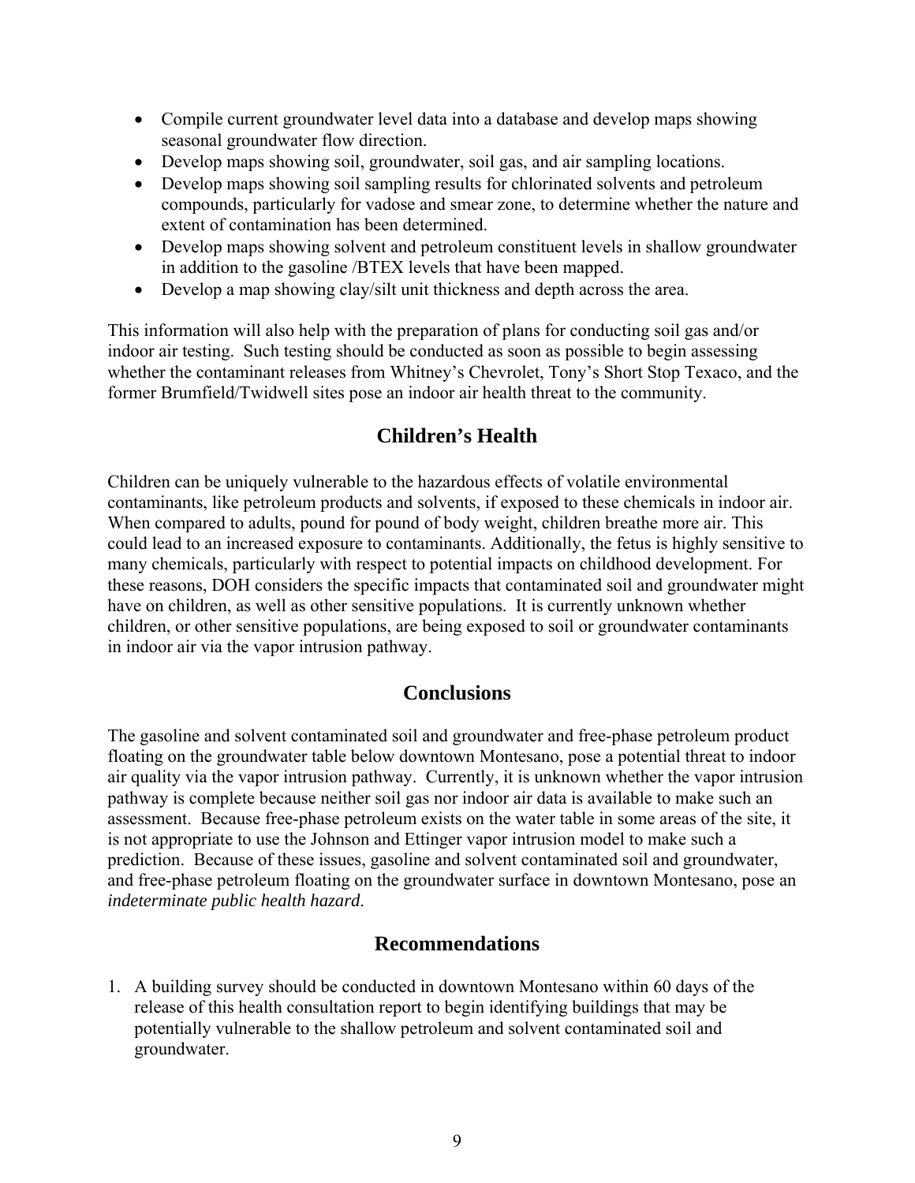- Compile current groundwater level data into a database and develop maps showing seasonal groundwater flow direction.
- Develop maps showing soil, groundwater, soil gas, and air sampling locations.
- Develop maps showing soil sampling results for chlorinated solvents and petroleum compounds, particularly for vadose and smear zone, to determine whether the nature and extent of contamination has been determined.
- Develop maps showing solvent and petroleum constituent levels in shallow groundwater in addition to the gasoline /BTEX levels that have been mapped.
- Develop a map showing clay/silt unit thickness and depth across the area.

This information will also help with the preparation of plans for conducting soil gas and/or indoor air testing. Such testing should be conducted as soon as possible to begin assessing whether the contaminant releases from Whitney's Chevrolet, Tony's Short Stop Texaco, and the former Brumfield/Twidwell sites pose an indoor air health threat to the community.

## Children's Health

Children can be uniquely vulnerable to the hazardous effects of volatile environmental contaminants, like petroleum products and solvents, if exposed to these chemicals in indoor air. When compared to adults, pound for pound of body weight, children breathe more air. This could lead to an increased exposure to contaminants. Additionally, the fetus is highly sensitive to many chemicals, particularly with respect to potential impacts on childhood development. For these reasons, DOH considers the specific impacts that contaminated soil and groundwater might have on children, as well as other sensitive populations. It is currently unknown whether children, or other sensitive populations, are being exposed to soil or groundwater contaminants in indoor air via the vapor intrusion pathway.

## Conclusions

The gasoline and solvent contaminated soil and groundwater and free-phase petroleum product floating on the groundwater table below downtown Montesano, pose a potential threat to indoor air quality via the vapor intrusion pathway. Currently, it is unknown whether the vapor intrusion pathway is complete because neither soil gas nor indoor air data is available to make such an assessment. Because free-phase petroleum exists on the water table in some areas of the site, it is not appropriate to use the Johnson and Ettinger vapor intrusion model to make such a prediction. Because of these issues, gasoline and solvent contaminated soil and groundwater, and free-phase petroleum floating on the groundwater surface in downtown Montesano, pose an *indeterminate public health hazard*.

## Recommendations

1. A building survey should be conducted in downtown Montesano within 60 days of the release of this health consultation report to begin identifying buildings that may be potentially vulnerable to the shallow petroleum and solvent contaminated soil and groundwater.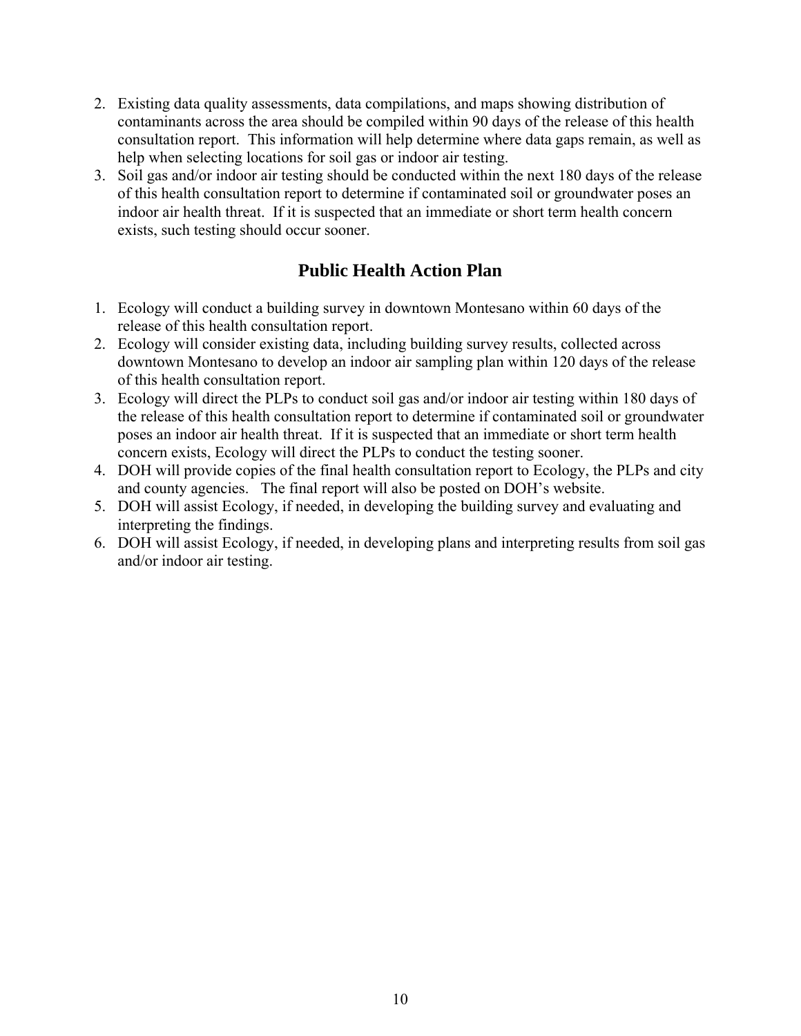2. Existing data quality assessments, data compilations, and maps showing distribution of contaminants across the area should be compiled within 90 days of the release of this health consultation report. This information will help determine where data gaps remain, as well as help when selecting locations for soil gas or indoor air testing.
3. Soil gas and/or indoor air testing should be conducted within the next 180 days of the release of this health consultation report to determine if contaminated soil or groundwater poses an indoor air health threat. If it is suspected that an immediate or short term health concern exists, such testing should occur sooner.

## Public Health Action Plan

1. Ecology will conduct a building survey in downtown Montesano within 60 days of the release of this health consultation report.
2. Ecology will consider existing data, including building survey results, collected across downtown Montesano to develop an indoor air sampling plan within 120 days of the release of this health consultation report.
3. Ecology will direct the PLPs to conduct soil gas and/or indoor air testing within 180 days of the release of this health consultation report to determine if contaminated soil or groundwater poses an indoor air health threat. If it is suspected that an immediate or short term health concern exists, Ecology will direct the PLPs to conduct the testing sooner.
4. DOH will provide copies of the final health consultation report to Ecology, the PLPs and city and county agencies. The final report will also be posted on DOH's website.
5. DOH will assist Ecology, if needed, in developing the building survey and evaluating and interpreting the findings.
6. DOH will assist Ecology, if needed, in developing plans and interpreting results from soil gas and/or indoor air testing.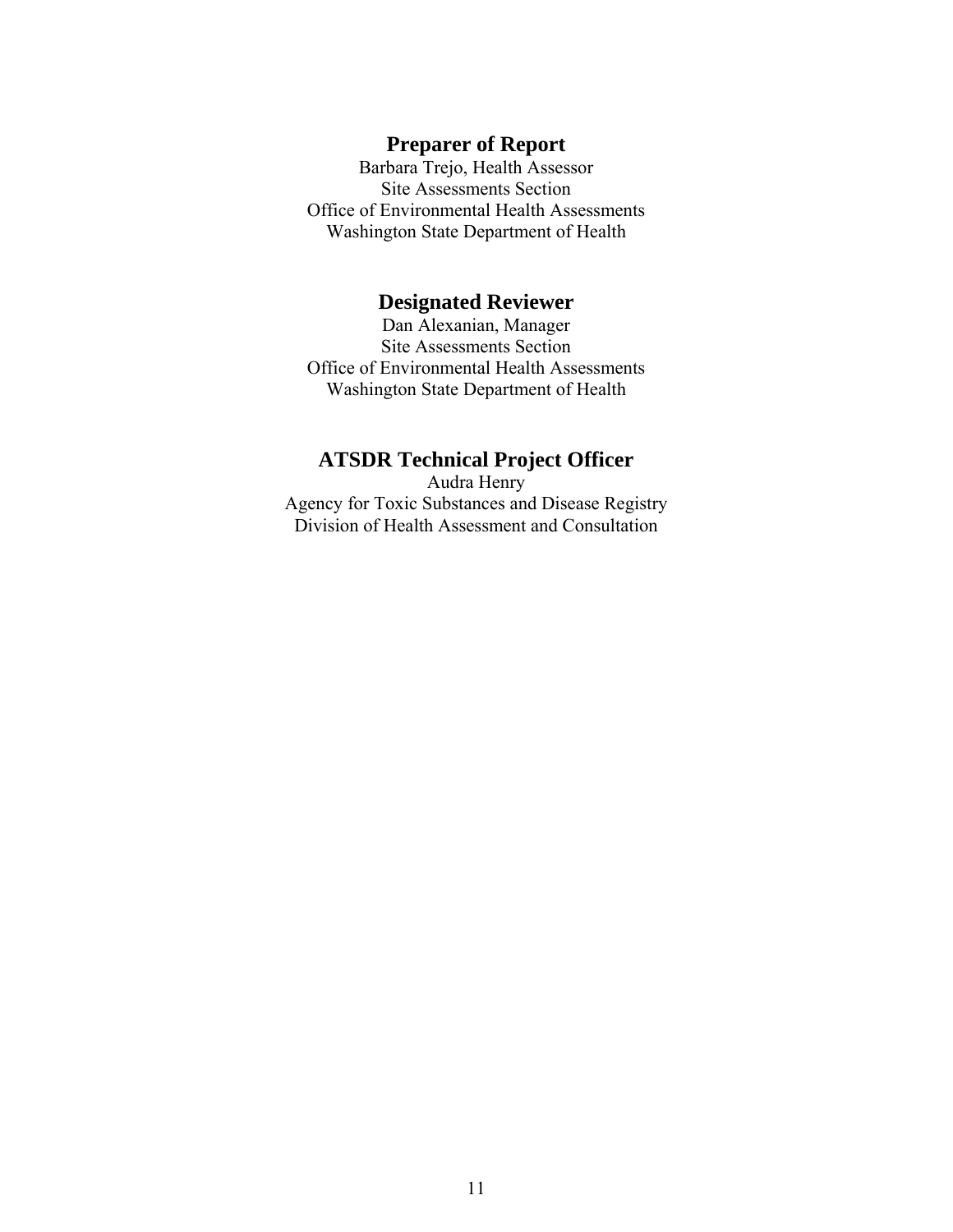## Preparer of Report

Barbara Trejo, Health Assessor
Site Assessments Section
Office of Environmental Health Assessments
Washington State Department of Health

## Designated Reviewer

Dan Alexanian, Manager
Site Assessments Section
Office of Environmental Health Assessments
Washington State Department of Health

## ATSDR Technical Project Officer

Audra Henry
Agency for Toxic Substances and Disease Registry
Division of Health Assessment and Consultation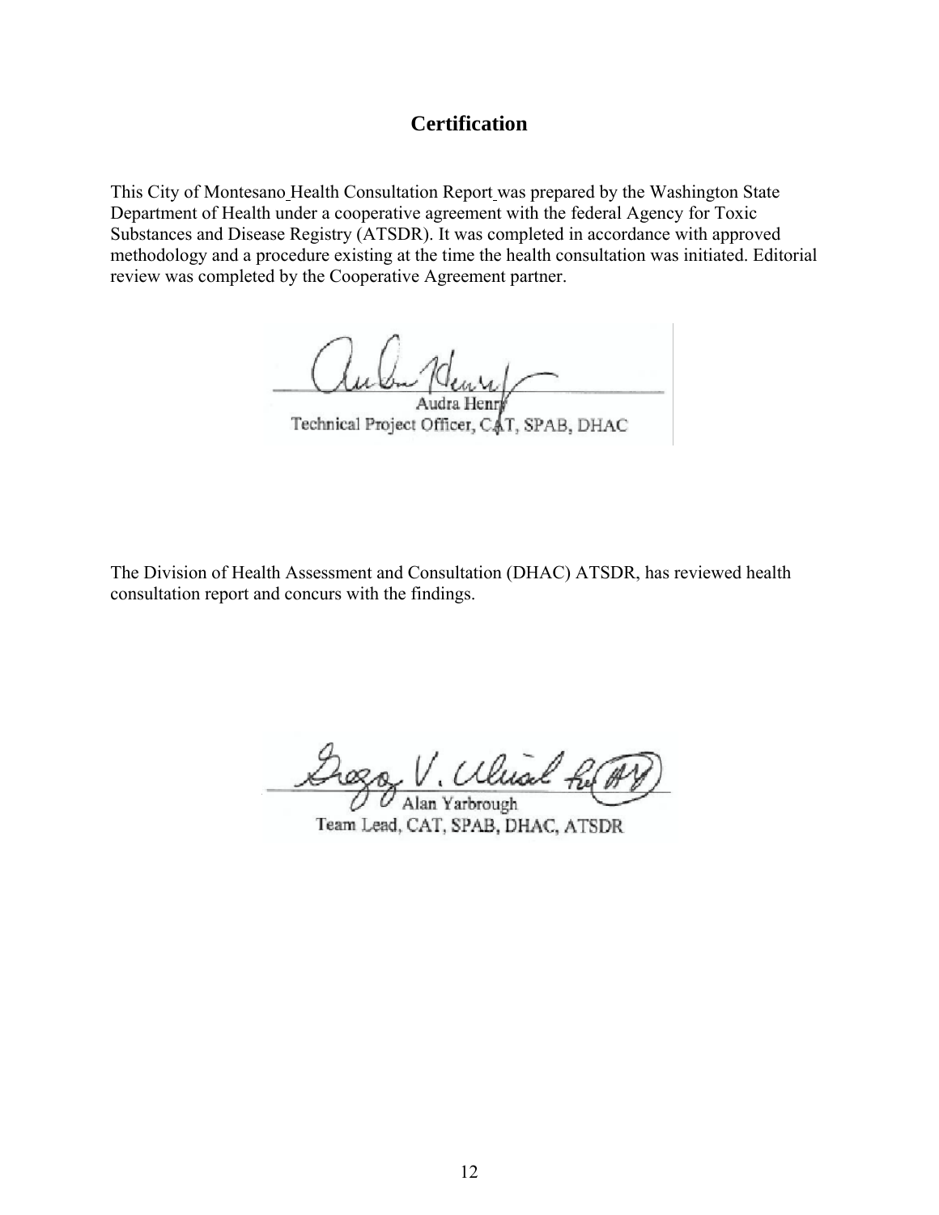# Certification

This City of Montesano Health Consultation Report was prepared by the Washington State Department of Health under a cooperative agreement with the federal Agency for Toxic Substances and Disease Registry (ATSDR). It was completed in accordance with approved methodology and a procedure existing at the time the health consultation was initiated. Editorial review was completed by the Cooperative Agreement partner.

Audra Henry
Technical Project Officer, CAT, SPAB, DHAC

The Division of Health Assessment and Consultation (DHAC) ATSDR, has reviewed health consultation report and concurs with the findings.

Alan Yarbrough
Team Lead, CAT, SPAB, DHAC, ATSDR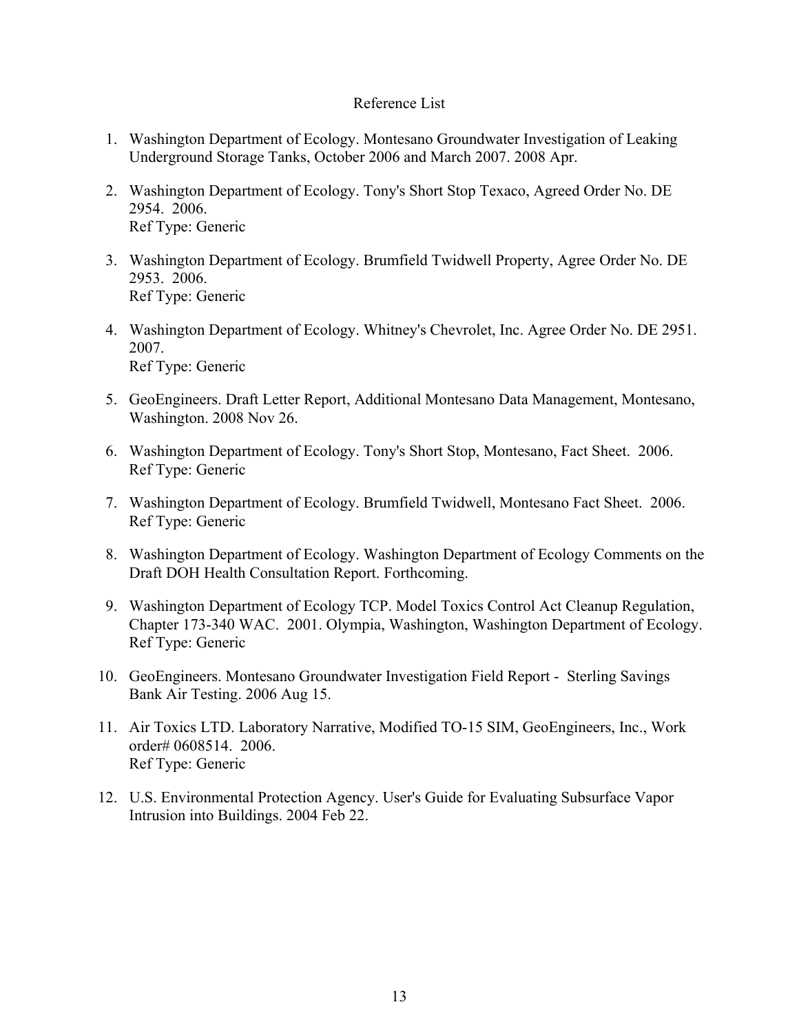# Reference List

1. Washington Department of Ecology. Montesano Groundwater Investigation of Leaking Underground Storage Tanks, October 2006 and March 2007. 2008 Apr.

2. Washington Department of Ecology. Tony's Short Stop Texaco, Agreed Order No. DE 2954. 2006.
   Ref Type: Generic

3. Washington Department of Ecology. Brumfield Twidwell Property, Agree Order No. DE 2953. 2006.
   Ref Type: Generic

4. Washington Department of Ecology. Whitney's Chevrolet, Inc. Agree Order No. DE 2951. 2007.
   Ref Type: Generic

5. GeoEngineers. Draft Letter Report, Additional Montesano Data Management, Montesano, Washington. 2008 Nov 26.

6. Washington Department of Ecology. Tony's Short Stop, Montesano, Fact Sheet. 2006.
   Ref Type: Generic

7. Washington Department of Ecology. Brumfield Twidwell, Montesano Fact Sheet. 2006.
   Ref Type: Generic

8. Washington Department of Ecology. Washington Department of Ecology Comments on the Draft DOH Health Consultation Report. Forthcoming.

9. Washington Department of Ecology TCP. Model Toxics Control Act Cleanup Regulation, Chapter 173-340 WAC. 2001. Olympia, Washington, Washington Department of Ecology.
   Ref Type: Generic

10. GeoEngineers. Montesano Groundwater Investigation Field Report - Sterling Savings Bank Air Testing. 2006 Aug 15.

11. Air Toxics LTD. Laboratory Narrative, Modified TO-15 SIM, GeoEngineers, Inc., Work order# 0608514. 2006.
    Ref Type: Generic

12. U.S. Environmental Protection Agency. User's Guide for Evaluating Subsurface Vapor Intrusion into Buildings. 2004 Feb 22.